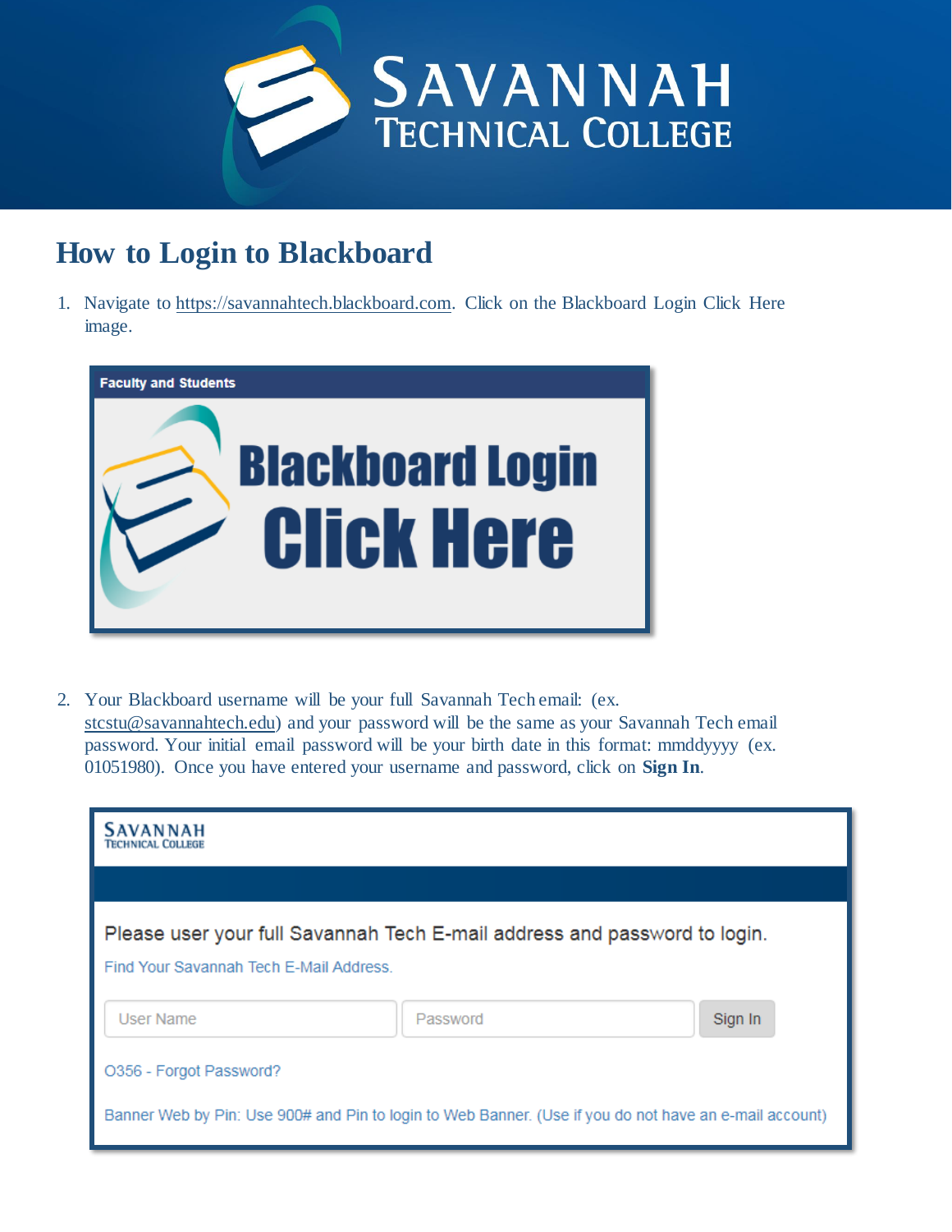# How to Login to Blackboard

1. Navigate to https://savannahtech.blackboard.com. Click on the Blackboard Login Click Here image.

2. Your Blackboard username will be your full Savannah Tech email: (ex. stcstu@savannahtech.edu) and your password will be the same as your Savannah Tech email password. Your initial email password will be your birth date in this format: mmddyyyy (ex. 01051980). Once you have entered your username and password, click on **Sign In**.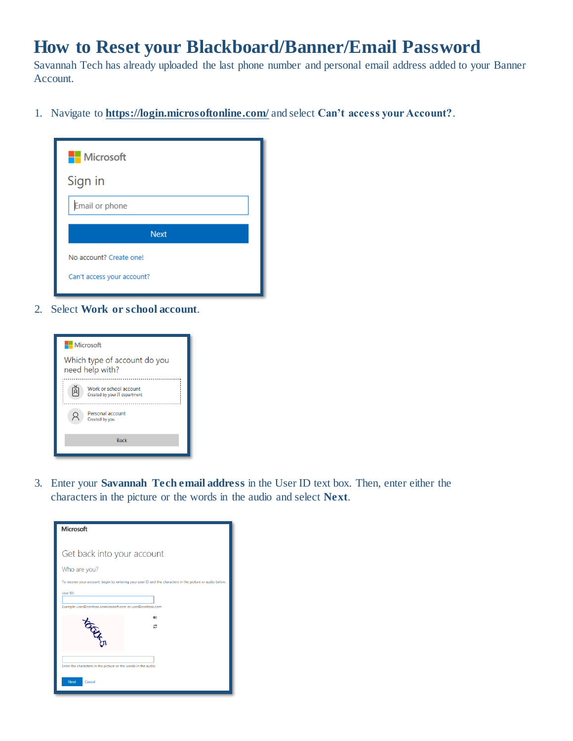# How to Reset your Blackboard/Banner/Email Password

Savannah Tech has already uploaded the last phone number and personal email address added to your Banner Account.

1. Navigate to **https://login.microsoftonline.com/** and select **Can't access your Account?**.

2. Select **Work or school account**.

3. Enter your **Savannah Tech email address** in the User ID text box. Then, enter either the characters in the picture or the words in the audio and select **Next**.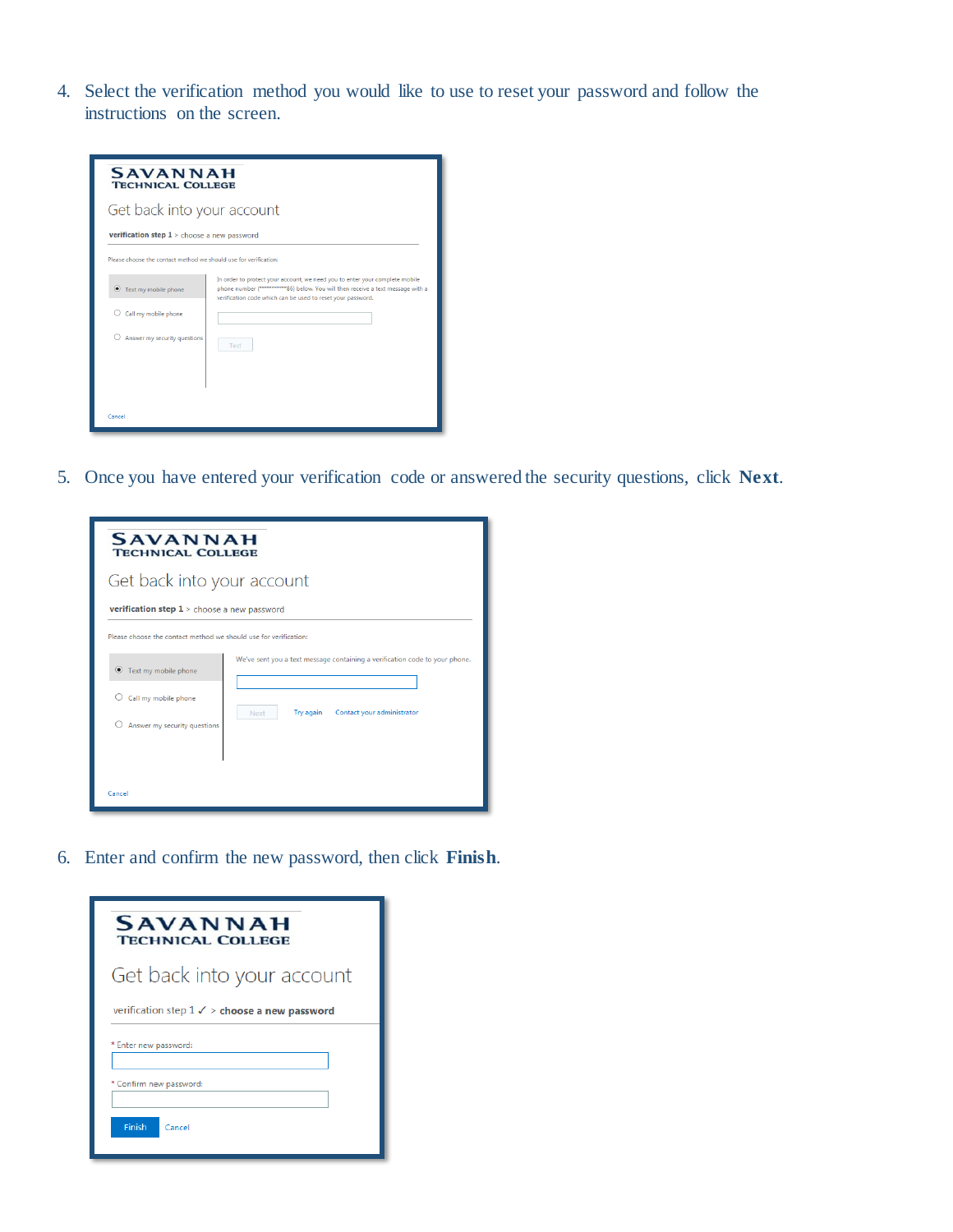4. Select the verification method you would like to use to reset your password and follow the instructions on the screen.

5. Once you have entered your verification code or answered the security questions, click **Next**.

6. Enter and confirm the new password, then click **Finish**.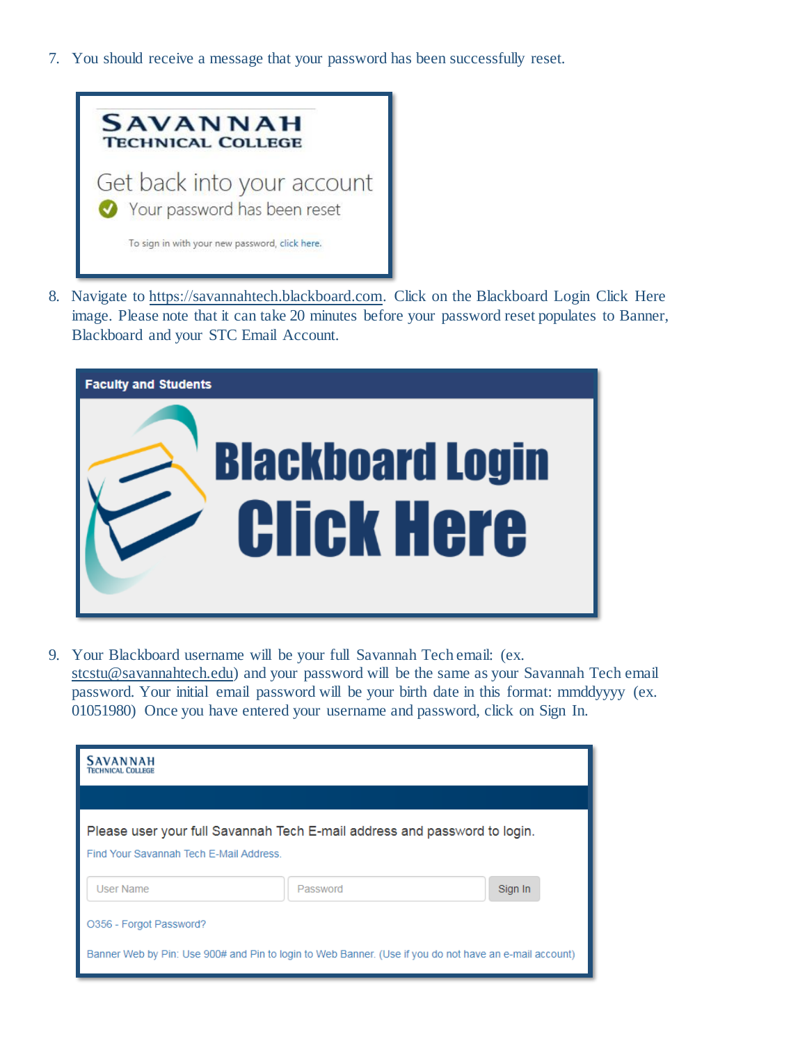7. You should receive a message that your password has been successfully reset.

SAVANNAH TECHNICAL COLLEGE

Get back into your account

Your password has been reset

To sign in with your new password, click here.

8. Navigate to https://savannahtech.blackboard.com. Click on the Blackboard Login Click Here image. Please note that it can take 20 minutes before your password reset populates to Banner, Blackboard and your STC Email Account.

Faculty and Students

Blackboard Login Click Here

9. Your Blackboard username will be your full Savannah Tech email: (ex. stcstu@savannahtech.edu) and your password will be the same as your Savannah Tech email password. Your initial email password will be your birth date in this format: mmddyyyy (ex. 01051980) Once you have entered your username and password, click on Sign In.

SAVANNAH TECHNICAL COLLEGE

Please user your full Savannah Tech E-mail address and password to login.

Find Your Savannah Tech E-Mail Address.

User Name | Password | Sign In

0356 - Forgot Password?

Banner Web by Pin: Use 900# and Pin to login to Web Banner. (Use if you do not have an e-mail account)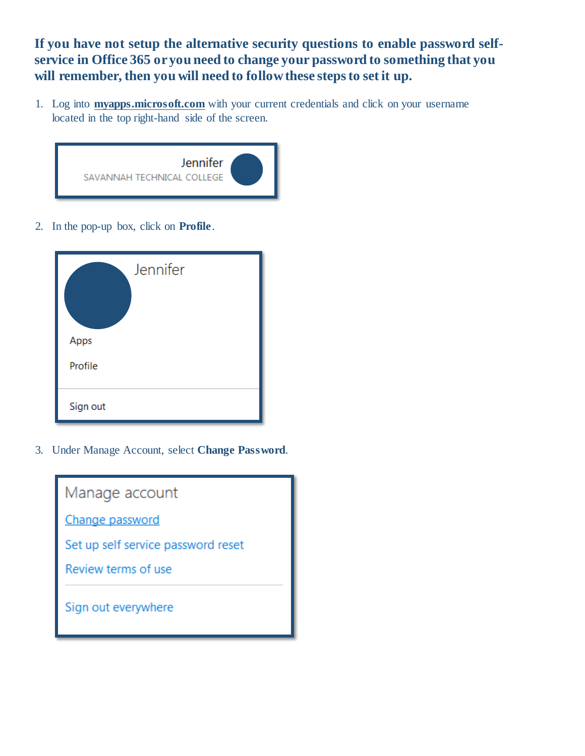**If you have not setup the alternative security questions to enable password self-service in Office 365 or you need to change your password to something that you will remember, then you will need to follow these steps to set it up.**

1. Log into **myapps.microsoft.com** with your current credentials and click on your username located in the top right-hand side of the screen.

   Jennifer
   SAVANNAH TECHNICAL COLLEGE

2. In the pop-up box, click on **Profile**.

   Jennifer
   Apps
   Profile
   Sign out

3. Under Manage Account, select **Change Password**.

   Manage account
   Change password
   Set up self service password reset
   Review terms of use
   Sign out everywhere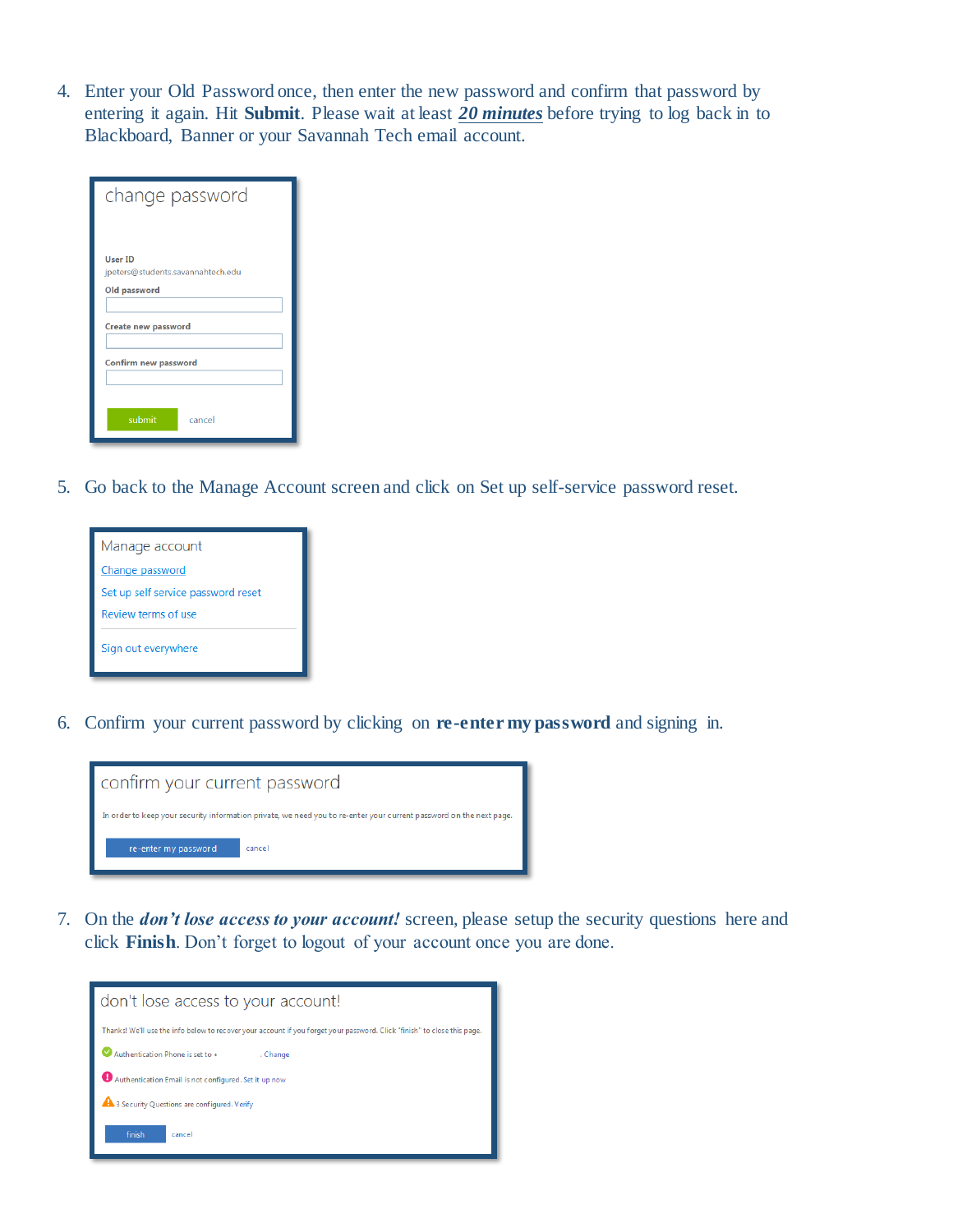4. Enter your Old Password once, then enter the new password and confirm that password by entering it again. Hit **Submit**. Please wait at least ***20 minutes*** before trying to log back in to Blackboard, Banner or your Savannah Tech email account.

change password

User ID
jpeters@students.savannahtech.edu

Old password

Create new password

Confirm new password

submit cancel

5. Go back to the Manage Account screen and click on Set up self-service password reset.

Manage account
Change password
Set up self service password reset
Review terms of use
Sign out everywhere

6. Confirm your current password by clicking on **re-enter my password** and signing in.

confirm your current password

In order to keep your security information private, we need you to re-enter your current password on the next page.

re-enter my password cancel

7. On the ***don't lose access to your account!*** screen, please setup the security questions here and click **Finish**. Don't forget to logout of your account once you are done.

don't lose access to your account!

Thanks! We'll use the info below to recover your account if you forget your password. Click "finish" to close this page.

Authentication Phone is set to + . Change

Authentication Email is not configured. Set it up now

3 Security Questions are configured. Verify

finish cancel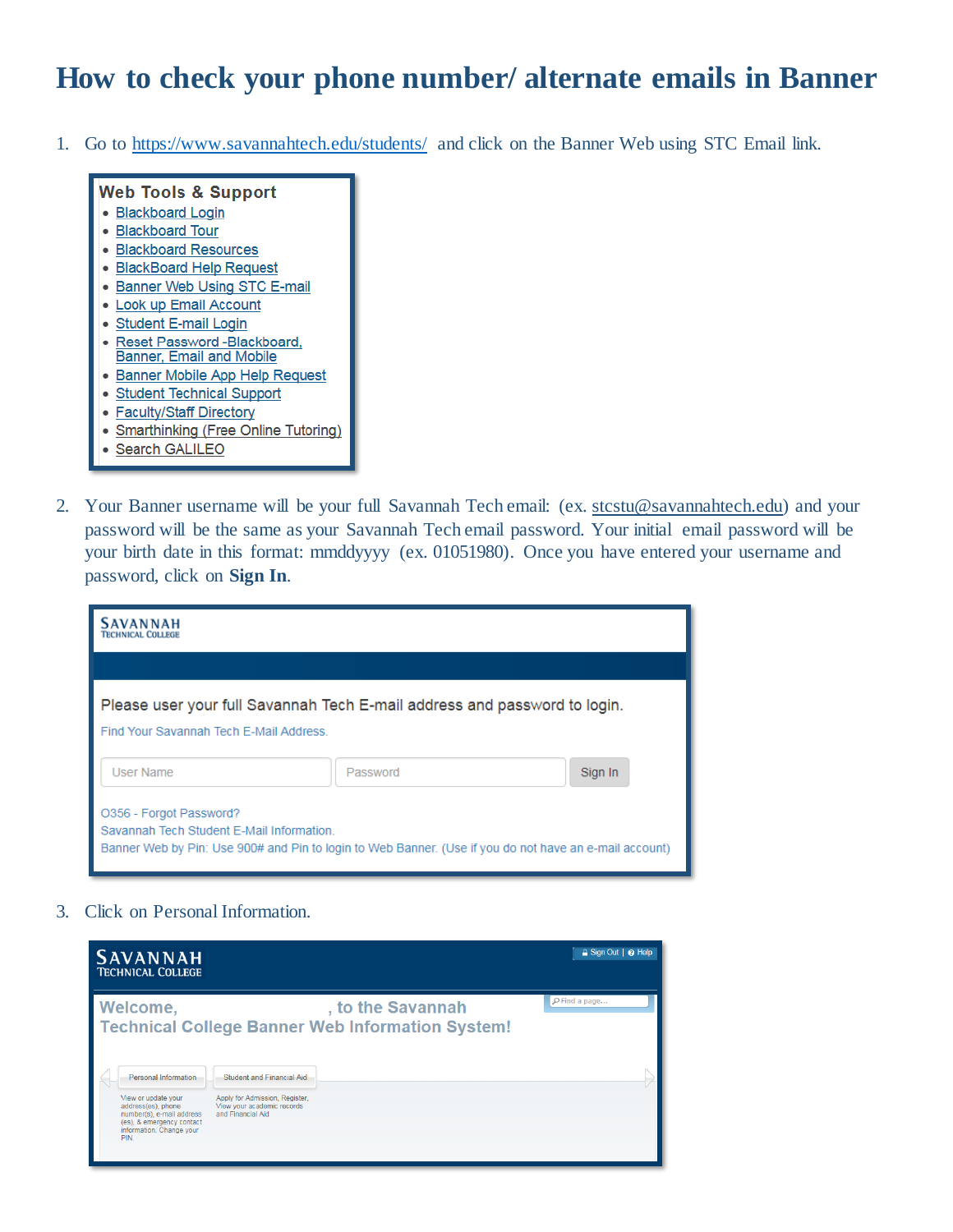# How to check your phone number/ alternate emails in Banner

1. Go to https://www.savannahtech.edu/students/ and click on the Banner Web using STC Email link.

   **Web Tools & Support**
   - Blackboard Login
   - Blackboard Tour
   - Blackboard Resources
   - BlackBoard Help Request
   - Banner Web Using STC E-mail
   - Look up Email Account
   - Student E-mail Login
   - Reset Password -Blackboard, Banner, Email and Mobile
   - Banner Mobile App Help Request
   - Student Technical Support
   - Faculty/Staff Directory
   - Smarthinking (Free Online Tutoring)
   - Search GALILEO

2. Your Banner username will be your full Savannah Tech email: (ex. stcstu@savannahtech.edu) and your password will be the same as your Savannah Tech email password. Your initial email password will be your birth date in this format: mmddyyyy (ex. 01051980). Once you have entered your username and password, click on **Sign In**.

   SAVANNAH TECHNICAL COLLEGE

   Please user your full Savannah Tech E-mail address and password to login.

   Find Your Savannah Tech E-Mail Address.

   User Name | Password | Sign In

   O356 - Forgot Password?
   Savannah Tech Student E-Mail Information.
   Banner Web by Pin: Use 900# and Pin to login to Web Banner. (Use if you do not have an e-mail account)

3. Click on Personal Information.

   SAVANNAH TECHNICAL COLLEGE — Sign Out | Help

   Welcome, , to the Savannah Technical College Banner Web Information System!

   **Personal Information** — View or update your address(es), phone number(s), e-mail address (es), & emergency contact information. Change your PIN.

   **Student and Financial Aid** — Apply for Admission, Register, View your academic records and Financial Aid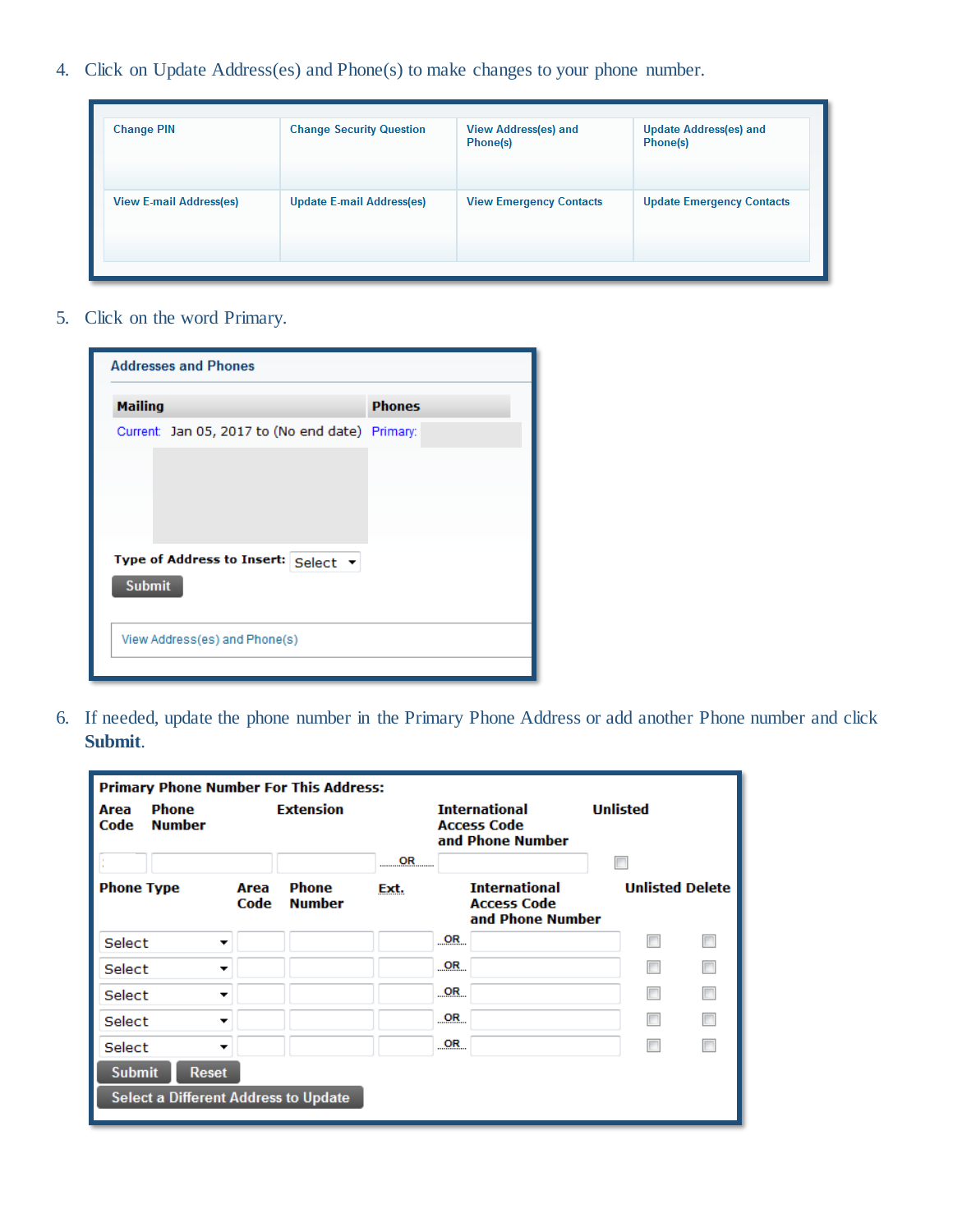4. Click on Update Address(es) and Phone(s) to make changes to your phone number.

| Change PIN | Change Security Question | View Address(es) and Phone(s) | Update Address(es) and Phone(s) |
|---|---|---|---|
| View E-mail Address(es) | Update E-mail Address(es) | View Emergency Contacts | Update Emergency Contacts |

5. Click on the word Primary.

**Addresses and Phones**

| Mailing | Phones |
|---|---|
| Current: Jan 05, 2017 to (No end date) | Primary: |

Type of Address to Insert: Select

Submit

View Address(es) and Phone(s)

6. If needed, update the phone number in the Primary Phone Address or add another Phone number and click **Submit**.

**Primary Phone Number For This Address:**

| Area Code | Phone Number | Extension | | International Access Code and Phone Number | Unlisted |
|---|---|---|---|---|---|
| | | | OR | | |

| Phone Type | Area Code | Phone Number | Ext. | | International Access Code and Phone Number | Unlisted | Delete |
|---|---|---|---|---|---|---|---|
| Select | | | | OR | | | |
| Select | | | | OR | | | |
| Select | | | | OR | | | |
| Select | | | | OR | | | |
| Select | | | | OR | | | |

Submit Reset

Select a Different Address to Update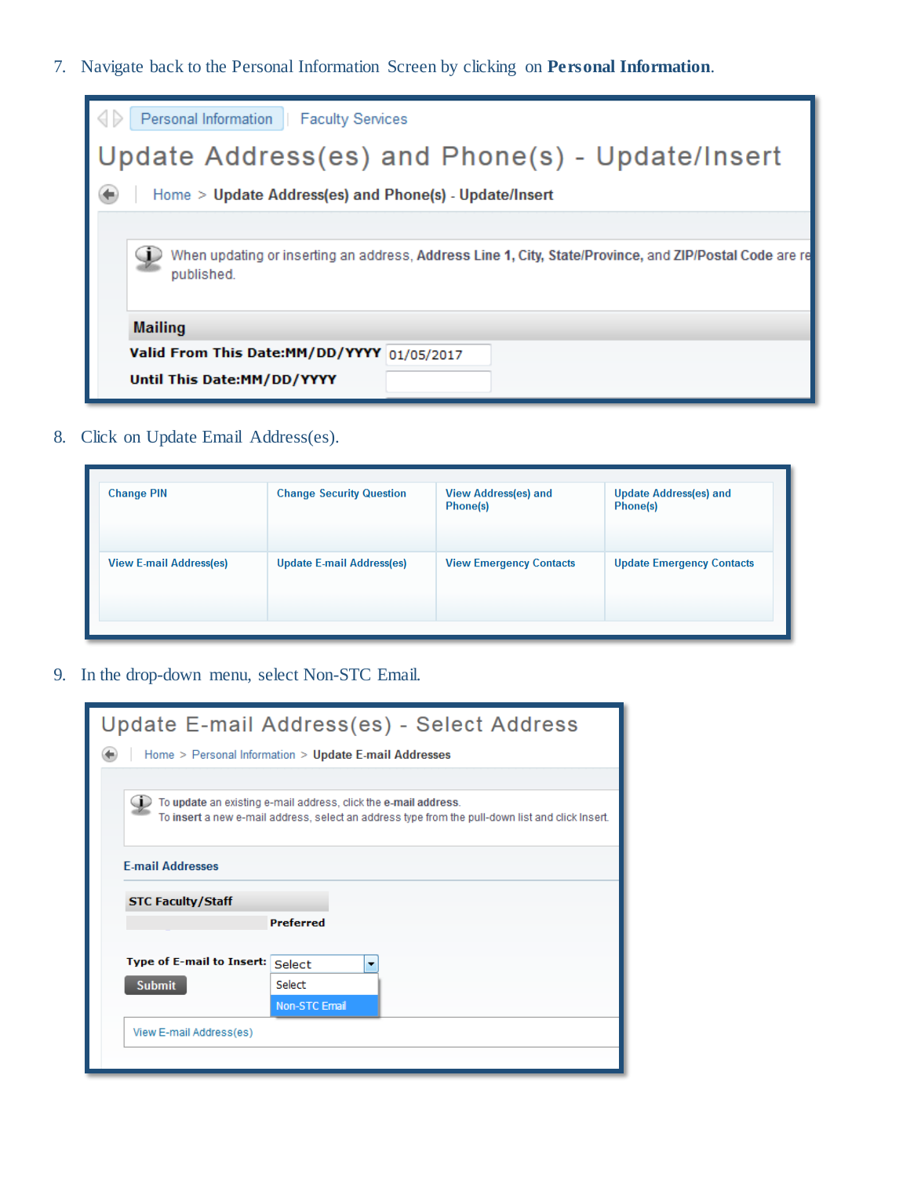7. Navigate back to the Personal Information Screen by clicking on **Personal Information**.

Personal Information | Faculty Services

Update Address(es) and Phone(s) - Update/Insert

Home > Update Address(es) and Phone(s) - Update/Insert

When updating or inserting an address, **Address Line 1**, **City**, **State/Province**, and **ZIP/Postal Code** are re published.

**Mailing**

**Valid From This Date:MM/DD/YYYY** 01/05/2017

**Until This Date:MM/DD/YYYY**

8. Click on Update Email Address(es).

| Change PIN | Change Security Question | View Address(es) and Phone(s) | Update Address(es) and Phone(s) |
|---|---|---|---|
| View E-mail Address(es) | Update E-mail Address(es) | View Emergency Contacts | Update Emergency Contacts |

9. In the drop-down menu, select Non-STC Email.

Update E-mail Address(es) - Select Address

Home > Personal Information > Update E-mail Addresses

To **update** an existing e-mail address, click the **e-mail address**.
To **insert** a new e-mail address, select an address type from the pull-down list and click Insert.

E-mail Addresses

**STC Faculty/Staff**

**Preferred**

**Type of E-mail to Insert:** Select

Select
Non-STC Email

Submit

View E-mail Address(es)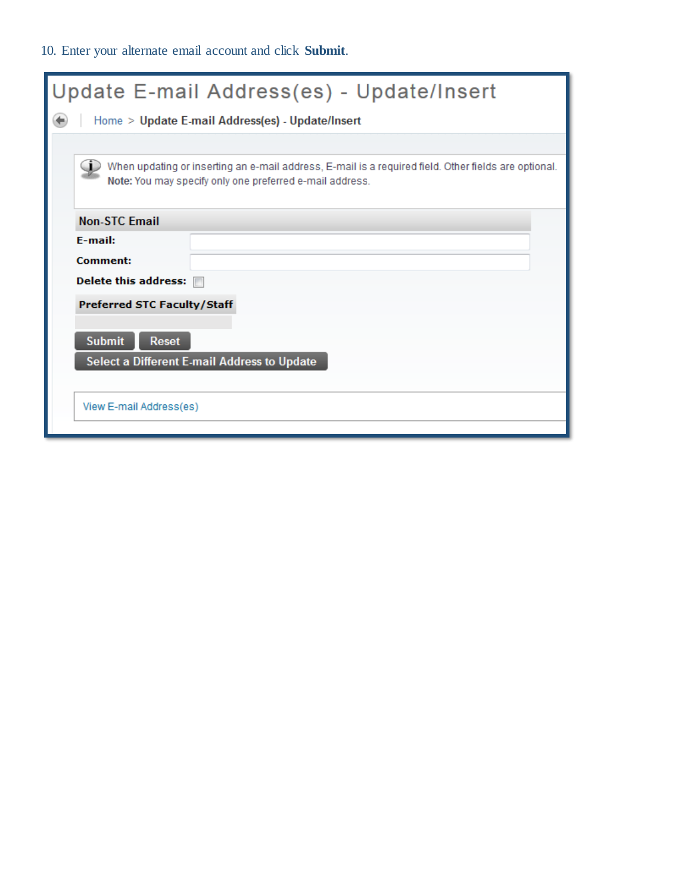10. Enter your alternate email account and click **Submit**.

# Update E-mail Address(es) - Update/Insert

Home > **Update E-mail Address(es) - Update/Insert**

When updating or inserting an e-mail address, E-mail is a required field. Other fields are optional.
**Note:** You may specify only one preferred e-mail address.

**Non-STC Email**

**E-mail:**

**Comment:**

**Delete this address:**

**Preferred STC Faculty/Staff**

Submit | Reset

Select a Different E-mail Address to Update

View E-mail Address(es)